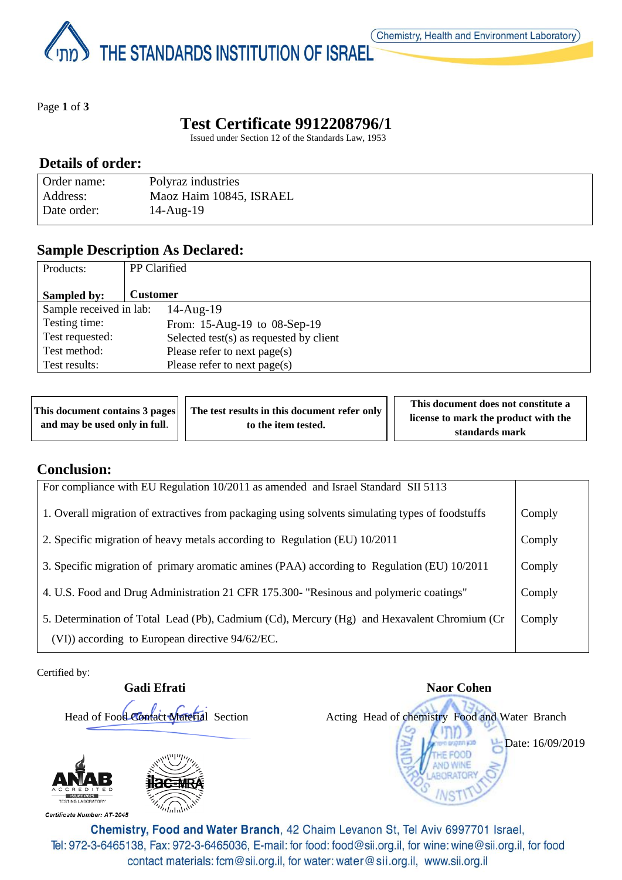THE STANDARDS INSTITUTION OF ISRAEL

Chemistry, Health and Environment Laboratory

# Test Certificate 9912208796/1

Issued under Section 12 of the Standards Law, 1953

## Details of order:

| | |
|---|---|
| Order name: | Polyraz industries |
| Address: | Maoz Haim 10845, ISRAEL |
| Date order: | 14-Aug-19 |

## Sample Description As Declared:

| | |
|---|---|
| Products: | PP Clarified |
| **Sampled by:** | **Customer** |
| Sample received in lab: | 14-Aug-19 |
| Testing time: | From: 15-Aug-19 to 08-Sep-19 |
| Test requested: | Selected test(s) as requested by client |
| Test method: | Please refer to next page(s) |
| Test results: | Please refer to next page(s) |

| | | |
|---|---|---|
| **This document contains 3 pages and may be used only in full.** | **The test results in this document refer only to the item tested.** | **This document does not constitute a license to mark the product with the standards mark** |

## Conclusion:

| For compliance with EU Regulation 10/2011 as amended and Israel Standard SII 5113 | |
|---|---|
| 1. Overall migration of extractives from packaging using solvents simulating types of foodstuffs | Comply |
| 2. Specific migration of heavy metals according to Regulation (EU) 10/2011 | Comply |
| 3. Specific migration of primary aromatic amines (PAA) according to Regulation (EU) 10/2011 | Comply |
| 4. U.S. Food and Drug Administration 21 CFR 175.300- "Resinous and polymeric coatings" | Comply |
| 5. Determination of Total Lead (Pb), Cadmium (Cd), Mercury (Hg) and Hexavalent Chromium (Cr (VI)) according to European directive 94/62/EC. | Comply |

Certified by:

**Gadi Efrati**

Head of Food Contact Material Section

**Naor Cohen**

Acting Head of chemistry Food and Water Branch

Date: 16/09/2019

ANAB ACCREDITED ISO/IEC 17025 TESTING LABORATORY

Certificate Number: AT-2045

**Chemistry, Food and Water Branch**, 42 Chaim Levanon St, Tel Aviv 6997701 Israel,
Tel: 972-3-6465138, Fax: 972-3-6465036, E-mail: for food: food@sii.org.il, for wine: wine@sii.org.il, for food contact materials: fcm@sii.org.il, for water: water@sii.org.il, www.sii.org.il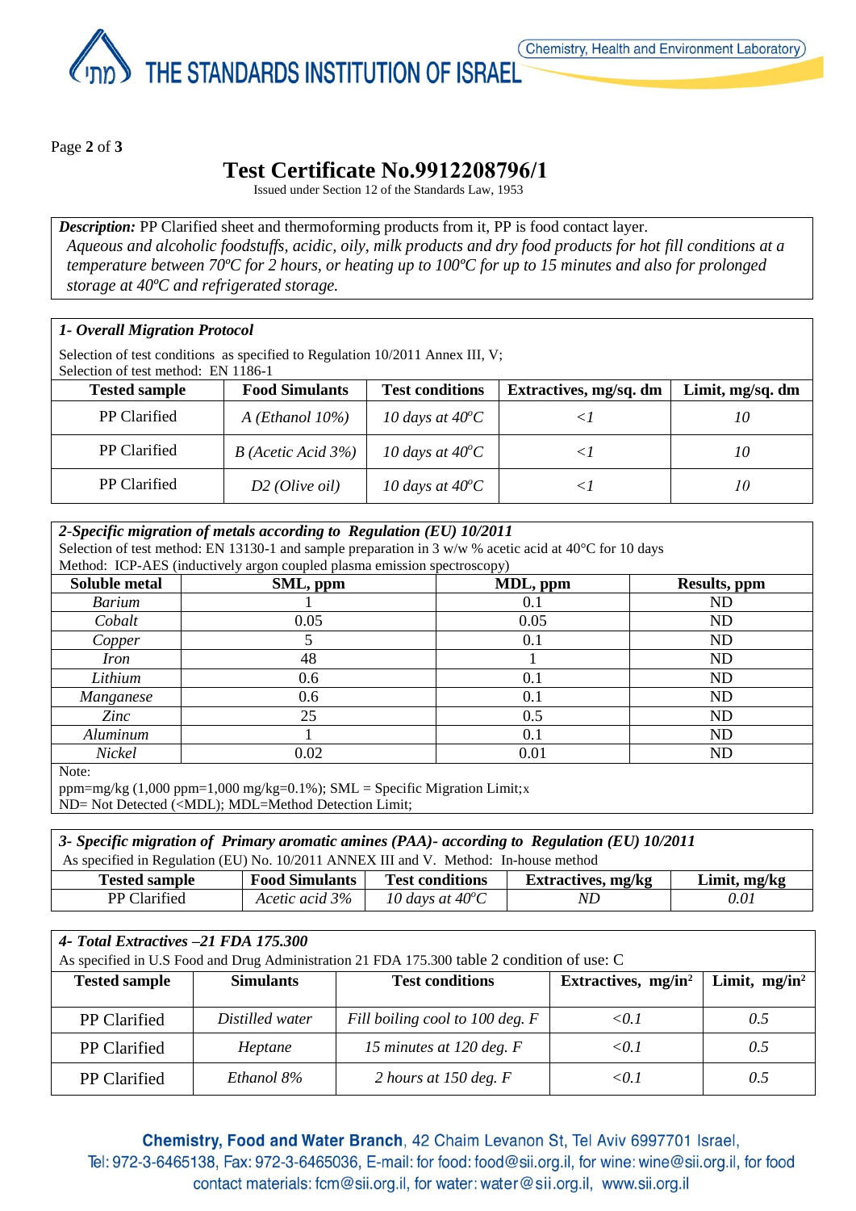# Test Certificate No.9912208796/1

Issued under Section 12 of the Standards Law, 1953

***Description:*** PP Clarified sheet and thermoforming products from it, PP is food contact layer.
*Aqueous and alcoholic foodstuffs, acidic, oily, milk products and dry food products for hot fill conditions at a temperature between 70ºC for 2 hours, or heating up to 100ºC for up to 15 minutes and also for prolonged storage at 40ºC and refrigerated storage.*

### *1- Overall Migration Protocol*

Selection of test conditions as specified to Regulation 10/2011 Annex III, V;
Selection of test method: EN 1186-1

| Tested sample | Food Simulants | Test conditions | Extractives, mg/sq. dm | Limit, mg/sq. dm |
|---|---|---|---|---|
| PP Clarified | *A (Ethanol 10%)* | *10 days at 40°C* | *<1* | *10* |
| PP Clarified | *B (Acetic Acid 3%)* | *10 days at 40°C* | *<1* | *10* |
| PP Clarified | *D2 (Olive oil)* | *10 days at 40°C* | *<1* | *10* |

### *2-Specific migration of metals according to Regulation (EU) 10/2011*

Selection of test method: EN 13130-1 and sample preparation in 3 w/w % acetic acid at 40°C for 10 days
Method: ICP-AES (inductively argon coupled plasma emission spectroscopy)

| Soluble metal | SML, ppm | MDL, ppm | Results, ppm |
|---|---|---|---|
| *Barium* | 1 | 0.1 | ND |
| *Cobalt* | 0.05 | 0.05 | ND |
| *Copper* | 5 | 0.1 | ND |
| *Iron* | 48 | 1 | ND |
| *Lithium* | 0.6 | 0.1 | ND |
| *Manganese* | 0.6 | 0.1 | ND |
| *Zinc* | 25 | 0.5 | ND |
| *Aluminum* | 1 | 0.1 | ND |
| *Nickel* | 0.02 | 0.01 | ND |

Note:
ppm=mg/kg (1,000 ppm=1,000 mg/kg=0.1%); SML = Specific Migration Limit;x
ND= Not Detected (<MDL); MDL=Method Detection Limit;

### *3- Specific migration of Primary aromatic amines (PAA)- according to Regulation (EU) 10/2011*

As specified in Regulation (EU) No. 10/2011 ANNEX III and V. Method: In-house method

| Tested sample | Food Simulants | Test conditions | Extractives, mg/kg | Limit, mg/kg |
|---|---|---|---|---|
| PP Clarified | *Acetic acid 3%* | *10 days at 40°C* | *ND* | *0.01* |

### *4- Total Extractives –21 FDA 175.300*

As specified in U.S Food and Drug Administration 21 FDA 175.300 table 2 condition of use: C

| Tested sample | Simulants | Test conditions | Extractives, mg/in² | Limit, mg/in² |
|---|---|---|---|---|
| PP Clarified | *Distilled water* | *Fill boiling cool to 100 deg. F* | *<0.1* | *0.5* |
| PP Clarified | *Heptane* | *15 minutes at 120 deg. F* | *<0.1* | *0.5* |
| PP Clarified | *Ethanol 8%* | *2 hours at 150 deg. F* | *<0.1* | *0.5* |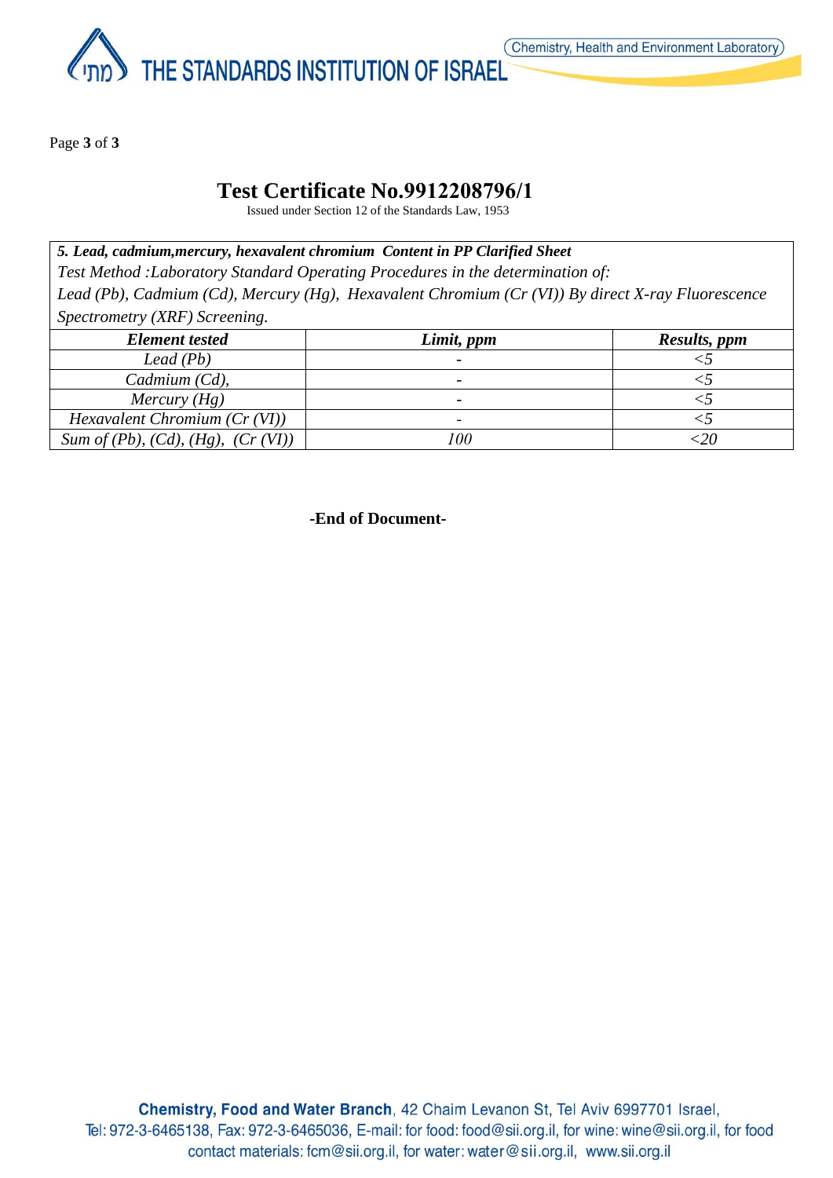# Test Certificate No.9912208796/1

Issued under Section 12 of the Standards Law, 1953

***5. Lead, cadmium,mercury, hexavalent chromium Content in PP Clarified Sheet***

*Test Method :Laboratory Standard Operating Procedures in the determination of:*

*Lead (Pb), Cadmium (Cd), Mercury (Hg), Hexavalent Chromium (Cr (VI)) By direct X-ray Fluorescence Spectrometry (XRF) Screening.*

| ***Element tested*** | ***Limit, ppm*** | ***Results, ppm*** |
|---|---|---|
| *Lead (Pb)* | - | <5 |
| *Cadmium (Cd),* | - | <5 |
| *Mercury (Hg)* | - | <5 |
| *Hexavalent Chromium (Cr (VI))* | - | <5 |
| *Sum of (Pb), (Cd), (Hg), (Cr (VI))* | *100* | *<20* |

**-End of Document-**